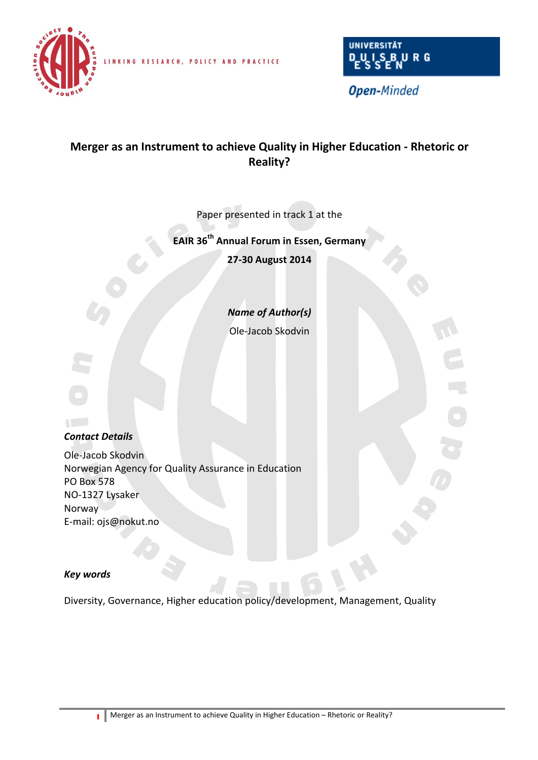LINKING RESEARCH, POLICY AND PRACTICE

# Merger as an Instrument to achieve Quality in Higher Education - Rhetoric or Reality?

Paper presented in track 1 at the

**EAIR 36th Annual Forum in Essen, Germany**

**27-30 August 2014**

***Name of Author(s)***

Ole-Jacob Skodvin

***Contact Details***

Ole-Jacob Skodvin
Norwegian Agency for Quality Assurance in Education
PO Box 578
NO-1327 Lysaker
Norway
E-mail: ojs@nokut.no

***Key words***

Diversity, Governance, Higher education policy/development, Management, Quality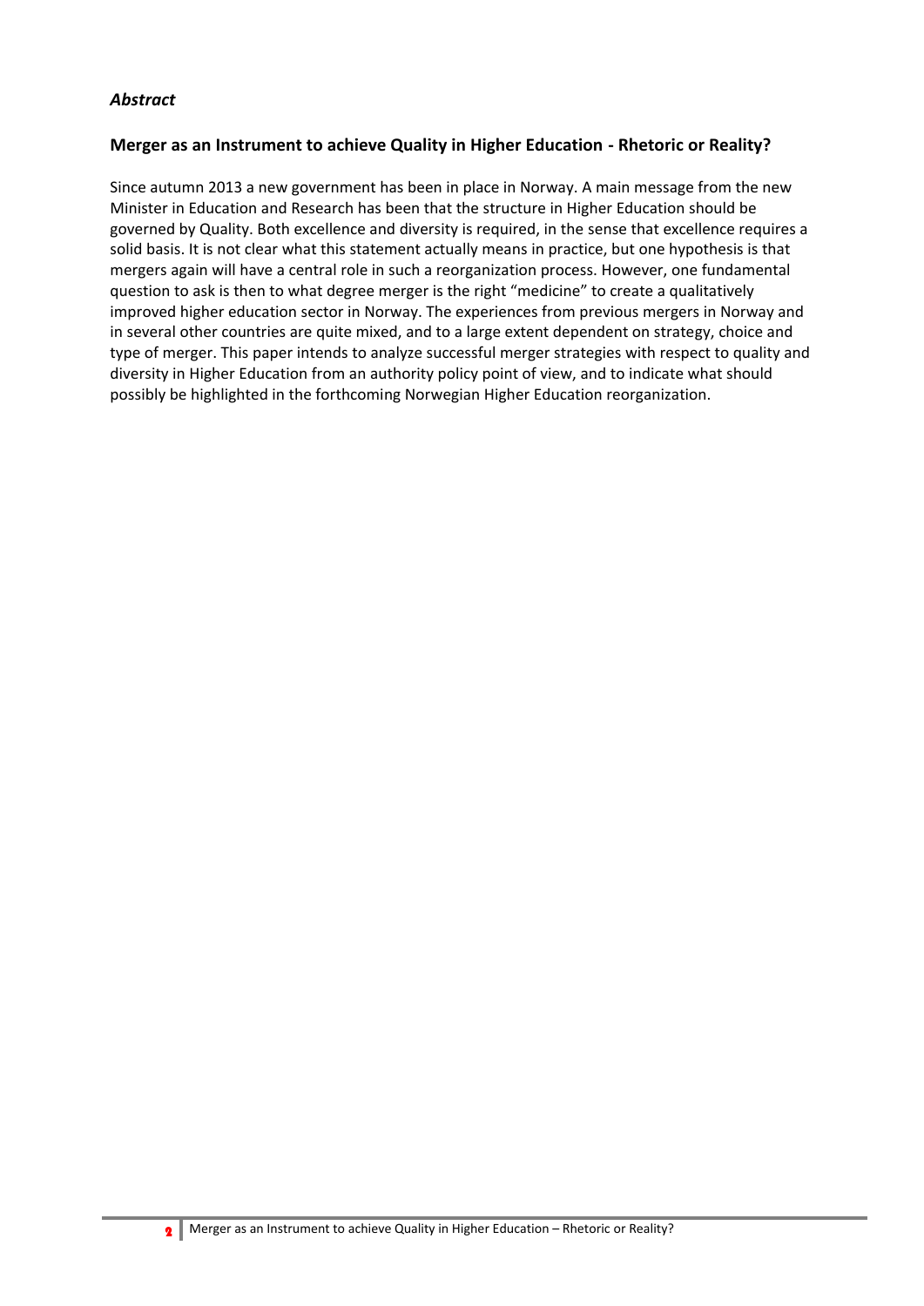### *Abstract*

### Merger as an Instrument to achieve Quality in Higher Education - Rhetoric or Reality?

Since autumn 2013 a new government has been in place in Norway. A main message from the new Minister in Education and Research has been that the structure in Higher Education should be governed by Quality. Both excellence and diversity is required, in the sense that excellence requires a solid basis. It is not clear what this statement actually means in practice, but one hypothesis is that mergers again will have a central role in such a reorganization process. However, one fundamental question to ask is then to what degree merger is the right "medicine" to create a qualitatively improved higher education sector in Norway. The experiences from previous mergers in Norway and in several other countries are quite mixed, and to a large extent dependent on strategy, choice and type of merger. This paper intends to analyze successful merger strategies with respect to quality and diversity in Higher Education from an authority policy point of view, and to indicate what should possibly be highlighted in the forthcoming Norwegian Higher Education reorganization.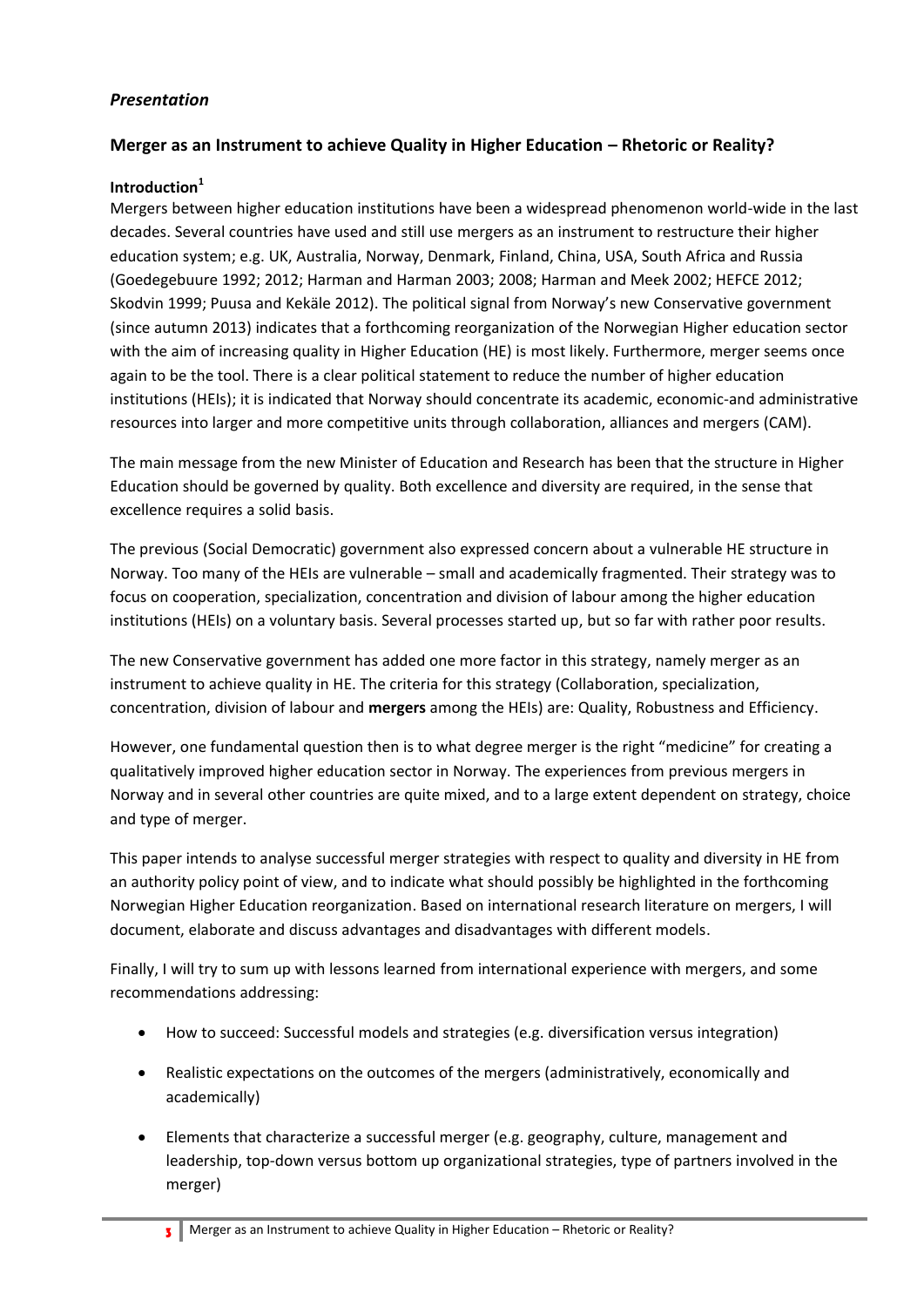*Presentation*

## Merger as an Instrument to achieve Quality in Higher Education – Rhetoric or Reality?

### Introduction[1]

Mergers between higher education institutions have been a widespread phenomenon world-wide in the last decades. Several countries have used and still use mergers as an instrument to restructure their higher education system; e.g. UK, Australia, Norway, Denmark, Finland, China, USA, South Africa and Russia (Goedegebuure 1992; 2012; Harman and Harman 2003; 2008; Harman and Meek 2002; HEFCE 2012; Skodvin 1999; Puusa and Kekäle 2012). The political signal from Norway's new Conservative government (since autumn 2013) indicates that a forthcoming reorganization of the Norwegian Higher education sector with the aim of increasing quality in Higher Education (HE) is most likely. Furthermore, merger seems once again to be the tool. There is a clear political statement to reduce the number of higher education institutions (HEIs); it is indicated that Norway should concentrate its academic, economic-and administrative resources into larger and more competitive units through collaboration, alliances and mergers (CAM).

The main message from the new Minister of Education and Research has been that the structure in Higher Education should be governed by quality. Both excellence and diversity are required, in the sense that excellence requires a solid basis.

The previous (Social Democratic) government also expressed concern about a vulnerable HE structure in Norway. Too many of the HEIs are vulnerable – small and academically fragmented. Their strategy was to focus on cooperation, specialization, concentration and division of labour among the higher education institutions (HEIs) on a voluntary basis. Several processes started up, but so far with rather poor results.

The new Conservative government has added one more factor in this strategy, namely merger as an instrument to achieve quality in HE. The criteria for this strategy (Collaboration, specialization, concentration, division of labour and **mergers** among the HEIs) are: Quality, Robustness and Efficiency.

However, one fundamental question then is to what degree merger is the right "medicine" for creating a qualitatively improved higher education sector in Norway. The experiences from previous mergers in Norway and in several other countries are quite mixed, and to a large extent dependent on strategy, choice and type of merger.

This paper intends to analyse successful merger strategies with respect to quality and diversity in HE from an authority policy point of view, and to indicate what should possibly be highlighted in the forthcoming Norwegian Higher Education reorganization. Based on international research literature on mergers, I will document, elaborate and discuss advantages and disadvantages with different models.

Finally, I will try to sum up with lessons learned from international experience with mergers, and some recommendations addressing:

- How to succeed: Successful models and strategies (e.g. diversification versus integration)
- Realistic expectations on the outcomes of the mergers (administratively, economically and academically)
- Elements that characterize a successful merger (e.g. geography, culture, management and leadership, top-down versus bottom up organizational strategies, type of partners involved in the merger)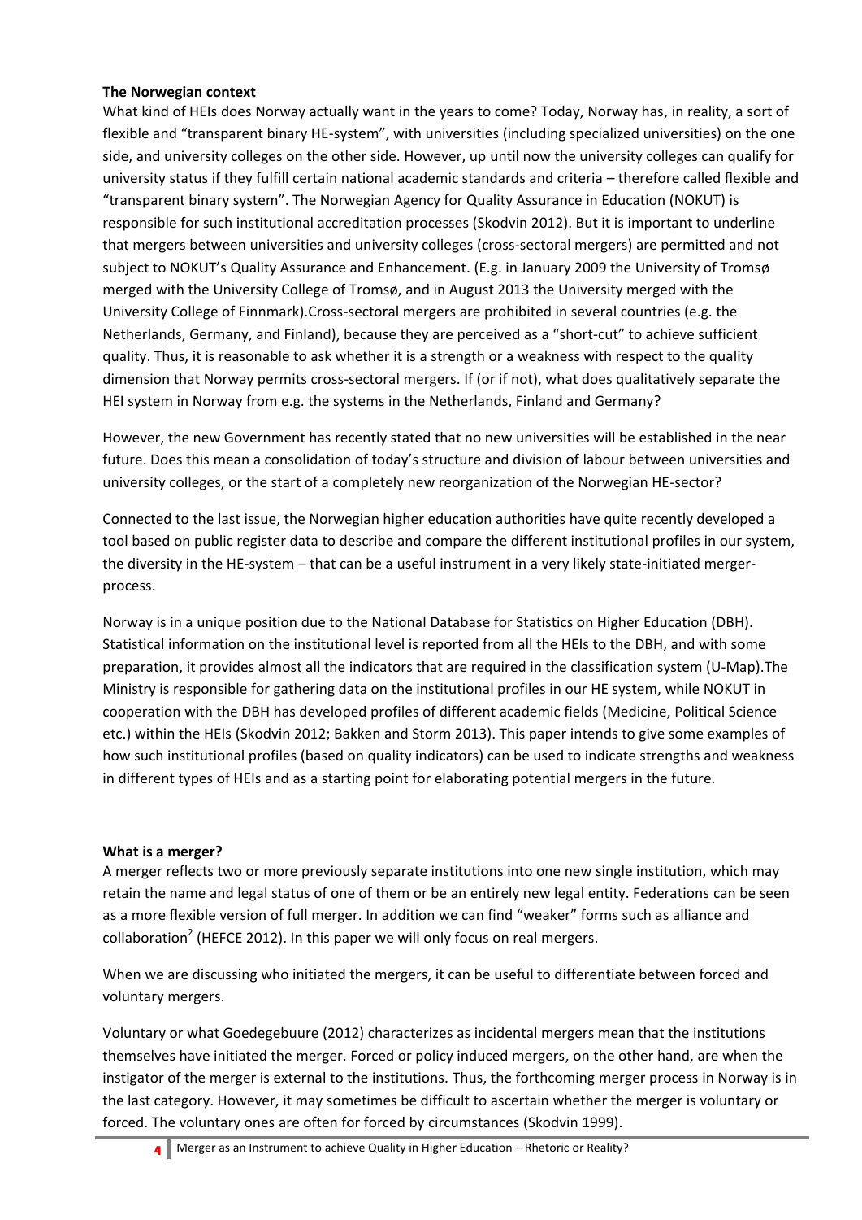**The Norwegian context**

What kind of HEIs does Norway actually want in the years to come? Today, Norway has, in reality, a sort of flexible and "transparent binary HE-system", with universities (including specialized universities) on the one side, and university colleges on the other side. However, up until now the university colleges can qualify for university status if they fulfill certain national academic standards and criteria – therefore called flexible and "transparent binary system". The Norwegian Agency for Quality Assurance in Education (NOKUT) is responsible for such institutional accreditation processes (Skodvin 2012). But it is important to underline that mergers between universities and university colleges (cross-sectoral mergers) are permitted and not subject to NOKUT's Quality Assurance and Enhancement. (E.g. in January 2009 the University of Tromsø merged with the University College of Tromsø, and in August 2013 the University merged with the University College of Finnmark).Cross-sectoral mergers are prohibited in several countries (e.g. the Netherlands, Germany, and Finland), because they are perceived as a "short-cut" to achieve sufficient quality. Thus, it is reasonable to ask whether it is a strength or a weakness with respect to the quality dimension that Norway permits cross-sectoral mergers. If (or if not), what does qualitatively separate the HEI system in Norway from e.g. the systems in the Netherlands, Finland and Germany?

However, the new Government has recently stated that no new universities will be established in the near future. Does this mean a consolidation of today's structure and division of labour between universities and university colleges, or the start of a completely new reorganization of the Norwegian HE-sector?

Connected to the last issue, the Norwegian higher education authorities have quite recently developed a tool based on public register data to describe and compare the different institutional profiles in our system, the diversity in the HE-system – that can be a useful instrument in a very likely state-initiated merger-process.

Norway is in a unique position due to the National Database for Statistics on Higher Education (DBH). Statistical information on the institutional level is reported from all the HEIs to the DBH, and with some preparation, it provides almost all the indicators that are required in the classification system (U-Map).The Ministry is responsible for gathering data on the institutional profiles in our HE system, while NOKUT in cooperation with the DBH has developed profiles of different academic fields (Medicine, Political Science etc.) within the HEIs (Skodvin 2012; Bakken and Storm 2013). This paper intends to give some examples of how such institutional profiles (based on quality indicators) can be used to indicate strengths and weakness in different types of HEIs and as a starting point for elaborating potential mergers in the future.

**What is a merger?**

A merger reflects two or more previously separate institutions into one new single institution, which may retain the name and legal status of one of them or be an entirely new legal entity. Federations can be seen as a more flexible version of full merger. In addition we can find "weaker" forms such as alliance and collaboration[2] (HEFCE 2012). In this paper we will only focus on real mergers.

When we are discussing who initiated the mergers, it can be useful to differentiate between forced and voluntary mergers.

Voluntary or what Goedegebuure (2012) characterizes as incidental mergers mean that the institutions themselves have initiated the merger. Forced or policy induced mergers, on the other hand, are when the instigator of the merger is external to the institutions. Thus, the forthcoming merger process in Norway is in the last category. However, it may sometimes be difficult to ascertain whether the merger is voluntary or forced. The voluntary ones are often for forced by circumstances (Skodvin 1999).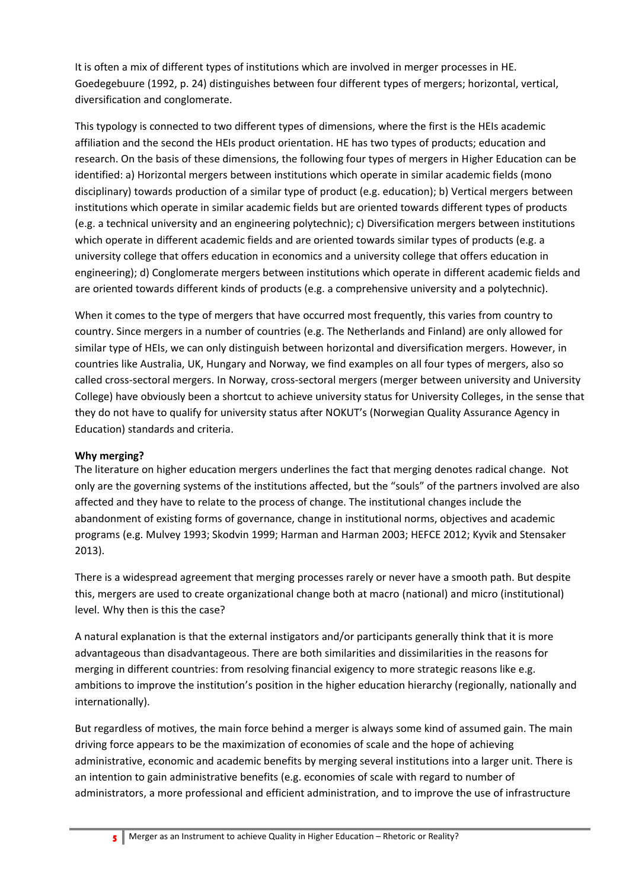It is often a mix of different types of institutions which are involved in merger processes in HE. Goedegebuure (1992, p. 24) distinguishes between four different types of mergers; horizontal, vertical, diversification and conglomerate.

This typology is connected to two different types of dimensions, where the first is the HEIs academic affiliation and the second the HEIs product orientation. HE has two types of products; education and research. On the basis of these dimensions, the following four types of mergers in Higher Education can be identified: a) Horizontal mergers between institutions which operate in similar academic fields (mono disciplinary) towards production of a similar type of product (e.g. education); b) Vertical mergers between institutions which operate in similar academic fields but are oriented towards different types of products (e.g. a technical university and an engineering polytechnic); c) Diversification mergers between institutions which operate in different academic fields and are oriented towards similar types of products (e.g. a university college that offers education in economics and a university college that offers education in engineering); d) Conglomerate mergers between institutions which operate in different academic fields and are oriented towards different kinds of products (e.g. a comprehensive university and a polytechnic).

When it comes to the type of mergers that have occurred most frequently, this varies from country to country. Since mergers in a number of countries (e.g. The Netherlands and Finland) are only allowed for similar type of HEIs, we can only distinguish between horizontal and diversification mergers. However, in countries like Australia, UK, Hungary and Norway, we find examples on all four types of mergers, also so called cross-sectoral mergers. In Norway, cross-sectoral mergers (merger between university and University College) have obviously been a shortcut to achieve university status for University Colleges, in the sense that they do not have to qualify for university status after NOKUT's (Norwegian Quality Assurance Agency in Education) standards and criteria.

**Why merging?**

The literature on higher education mergers underlines the fact that merging denotes radical change. Not only are the governing systems of the institutions affected, but the "souls" of the partners involved are also affected and they have to relate to the process of change. The institutional changes include the abandonment of existing forms of governance, change in institutional norms, objectives and academic programs (e.g. Mulvey 1993; Skodvin 1999; Harman and Harman 2003; HEFCE 2012; Kyvik and Stensaker 2013).

There is a widespread agreement that merging processes rarely or never have a smooth path. But despite this, mergers are used to create organizational change both at macro (national) and micro (institutional) level. Why then is this the case?

A natural explanation is that the external instigators and/or participants generally think that it is more advantageous than disadvantageous. There are both similarities and dissimilarities in the reasons for merging in different countries: from resolving financial exigency to more strategic reasons like e.g. ambitions to improve the institution's position in the higher education hierarchy (regionally, nationally and internationally).

But regardless of motives, the main force behind a merger is always some kind of assumed gain. The main driving force appears to be the maximization of economies of scale and the hope of achieving administrative, economic and academic benefits by merging several institutions into a larger unit. There is an intention to gain administrative benefits (e.g. economies of scale with regard to number of administrators, a more professional and efficient administration, and to improve the use of infrastructure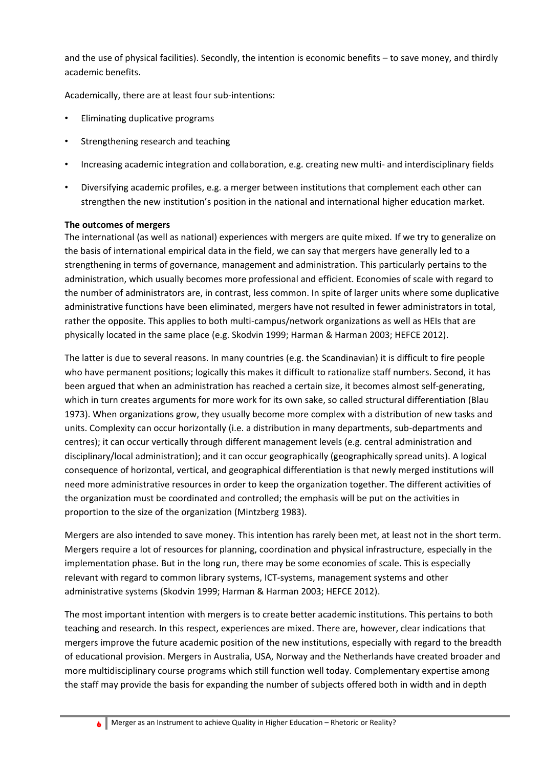and the use of physical facilities). Secondly, the intention is economic benefits – to save money, and thirdly academic benefits.

Academically, there are at least four sub-intentions:

- Eliminating duplicative programs
- Strengthening research and teaching
- Increasing academic integration and collaboration, e.g. creating new multi- and interdisciplinary fields
- Diversifying academic profiles, e.g. a merger between institutions that complement each other can strengthen the new institution's position in the national and international higher education market.

**The outcomes of mergers**

The international (as well as national) experiences with mergers are quite mixed. If we try to generalize on the basis of international empirical data in the field, we can say that mergers have generally led to a strengthening in terms of governance, management and administration. This particularly pertains to the administration, which usually becomes more professional and efficient. Economies of scale with regard to the number of administrators are, in contrast, less common. In spite of larger units where some duplicative administrative functions have been eliminated, mergers have not resulted in fewer administrators in total, rather the opposite. This applies to both multi-campus/network organizations as well as HEIs that are physically located in the same place (e.g. Skodvin 1999; Harman & Harman 2003; HEFCE 2012).

The latter is due to several reasons. In many countries (e.g. the Scandinavian) it is difficult to fire people who have permanent positions; logically this makes it difficult to rationalize staff numbers. Second, it has been argued that when an administration has reached a certain size, it becomes almost self-generating, which in turn creates arguments for more work for its own sake, so called structural differentiation (Blau 1973). When organizations grow, they usually become more complex with a distribution of new tasks and units. Complexity can occur horizontally (i.e. a distribution in many departments, sub-departments and centres); it can occur vertically through different management levels (e.g. central administration and disciplinary/local administration); and it can occur geographically (geographically spread units). A logical consequence of horizontal, vertical, and geographical differentiation is that newly merged institutions will need more administrative resources in order to keep the organization together. The different activities of the organization must be coordinated and controlled; the emphasis will be put on the activities in proportion to the size of the organization (Mintzberg 1983).

Mergers are also intended to save money. This intention has rarely been met, at least not in the short term. Mergers require a lot of resources for planning, coordination and physical infrastructure, especially in the implementation phase. But in the long run, there may be some economies of scale. This is especially relevant with regard to common library systems, ICT-systems, management systems and other administrative systems (Skodvin 1999; Harman & Harman 2003; HEFCE 2012).

The most important intention with mergers is to create better academic institutions. This pertains to both teaching and research. In this respect, experiences are mixed. There are, however, clear indications that mergers improve the future academic position of the new institutions, especially with regard to the breadth of educational provision. Mergers in Australia, USA, Norway and the Netherlands have created broader and more multidisciplinary course programs which still function well today. Complementary expertise among the staff may provide the basis for expanding the number of subjects offered both in width and in depth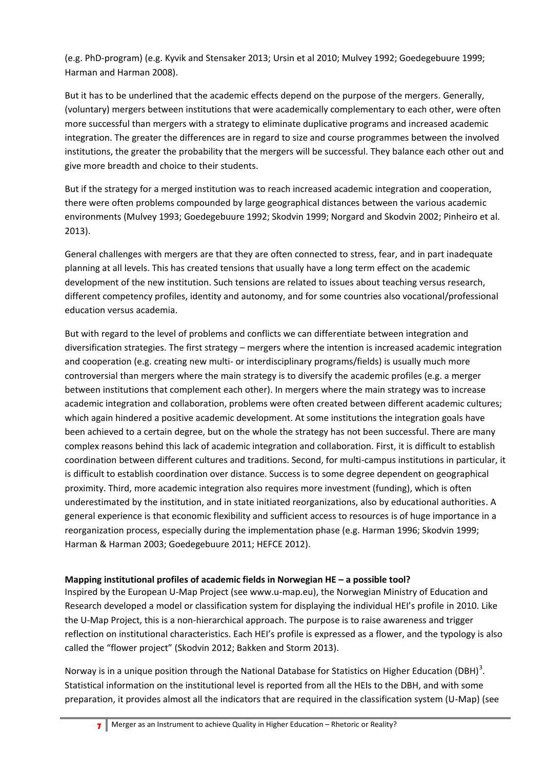(e.g. PhD-program) (e.g. Kyvik and Stensaker 2013; Ursin et al 2010; Mulvey 1992; Goedegebuure 1999; Harman and Harman 2008).

But it has to be underlined that the academic effects depend on the purpose of the mergers. Generally, (voluntary) mergers between institutions that were academically complementary to each other, were often more successful than mergers with a strategy to eliminate duplicative programs and increased academic integration. The greater the differences are in regard to size and course programmes between the involved institutions, the greater the probability that the mergers will be successful. They balance each other out and give more breadth and choice to their students.

But if the strategy for a merged institution was to reach increased academic integration and cooperation, there were often problems compounded by large geographical distances between the various academic environments (Mulvey 1993; Goedegebuure 1992; Skodvin 1999; Norgard and Skodvin 2002; Pinheiro et al. 2013).

General challenges with mergers are that they are often connected to stress, fear, and in part inadequate planning at all levels. This has created tensions that usually have a long term effect on the academic development of the new institution. Such tensions are related to issues about teaching versus research, different competency profiles, identity and autonomy, and for some countries also vocational/professional education versus academia.

But with regard to the level of problems and conflicts we can differentiate between integration and diversification strategies. The first strategy – mergers where the intention is increased academic integration and cooperation (e.g. creating new multi- or interdisciplinary programs/fields) is usually much more controversial than mergers where the main strategy is to diversify the academic profiles (e.g. a merger between institutions that complement each other). In mergers where the main strategy was to increase academic integration and collaboration, problems were often created between different academic cultures; which again hindered a positive academic development. At some institutions the integration goals have been achieved to a certain degree, but on the whole the strategy has not been successful. There are many complex reasons behind this lack of academic integration and collaboration. First, it is difficult to establish coordination between different cultures and traditions. Second, for multi-campus institutions in particular, it is difficult to establish coordination over distance. Success is to some degree dependent on geographical proximity. Third, more academic integration also requires more investment (funding), which is often underestimated by the institution, and in state initiated reorganizations, also by educational authorities. A general experience is that economic flexibility and sufficient access to resources is of huge importance in a reorganization process, especially during the implementation phase (e.g. Harman 1996; Skodvin 1999; Harman & Harman 2003; Goedegebuure 2011; HEFCE 2012).

**Mapping institutional profiles of academic fields in Norwegian HE – a possible tool?**

Inspired by the European U-Map Project (see www.u-map.eu), the Norwegian Ministry of Education and Research developed a model or classification system for displaying the individual HEI's profile in 2010. Like the U-Map Project, this is a non-hierarchical approach. The purpose is to raise awareness and trigger reflection on institutional characteristics. Each HEI's profile is expressed as a flower, and the typology is also called the "flower project" (Skodvin 2012; Bakken and Storm 2013).

Norway is in a unique position through the National Database for Statistics on Higher Education (DBH)[3]. Statistical information on the institutional level is reported from all the HEIs to the DBH, and with some preparation, it provides almost all the indicators that are required in the classification system (U-Map) (see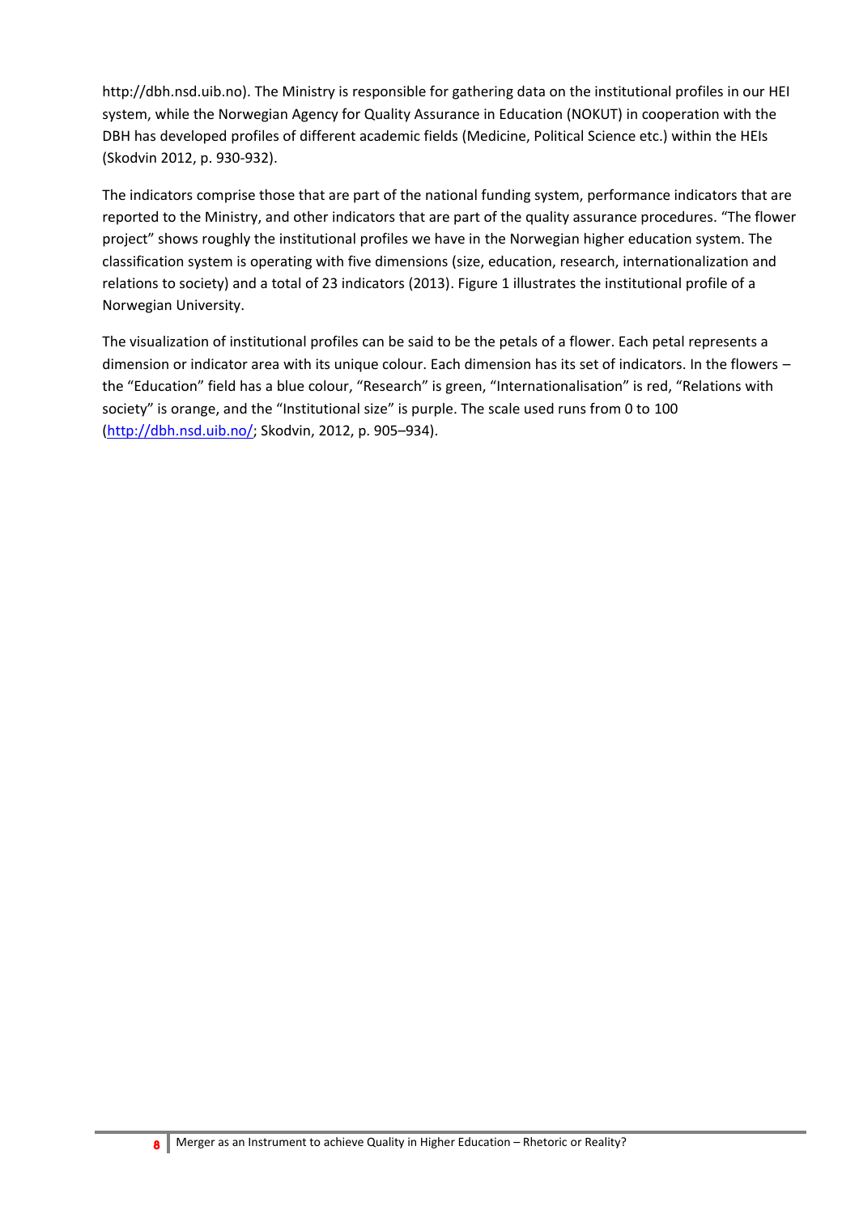http://dbh.nsd.uib.no). The Ministry is responsible for gathering data on the institutional profiles in our HEI system, while the Norwegian Agency for Quality Assurance in Education (NOKUT) in cooperation with the DBH has developed profiles of different academic fields (Medicine, Political Science etc.) within the HEIs (Skodvin 2012, p. 930-932).

The indicators comprise those that are part of the national funding system, performance indicators that are reported to the Ministry, and other indicators that are part of the quality assurance procedures. "The flower project" shows roughly the institutional profiles we have in the Norwegian higher education system. The classification system is operating with five dimensions (size, education, research, internationalization and relations to society) and a total of 23 indicators (2013). Figure 1 illustrates the institutional profile of a Norwegian University.

The visualization of institutional profiles can be said to be the petals of a flower. Each petal represents a dimension or indicator area with its unique colour. Each dimension has its set of indicators. In the flowers – the "Education" field has a blue colour, "Research" is green, "Internationalisation" is red, "Relations with society" is orange, and the "Institutional size" is purple. The scale used runs from 0 to 100 (http://dbh.nsd.uib.no/; Skodvin, 2012, p. 905–934).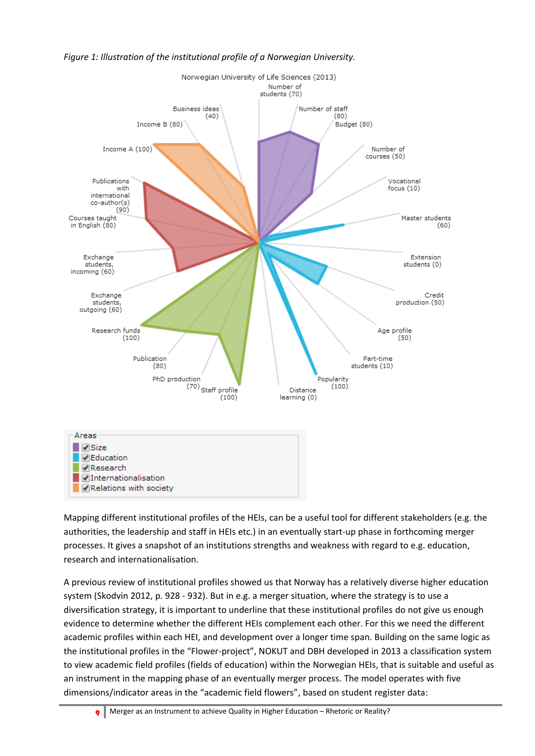*Figure 1: Illustration of the institutional profile of a Norwegian University.*

Norwegian University of Life Sciences (2013)

Areas
- Size
- Education
- Research
- Internationalisation
- Relations with society

Mapping different institutional profiles of the HEIs, can be a useful tool for different stakeholders (e.g. the authorities, the leadership and staff in HEIs etc.) in an eventually start-up phase in forthcoming merger processes. It gives a snapshot of an institutions strengths and weakness with regard to e.g. education, research and internationalisation.

A previous review of institutional profiles showed us that Norway has a relatively diverse higher education system (Skodvin 2012, p. 928 - 932). But in e.g. a merger situation, where the strategy is to use a diversification strategy, it is important to underline that these institutional profiles do not give us enough evidence to determine whether the different HEIs complement each other. For this we need the different academic profiles within each HEI, and development over a longer time span. Building on the same logic as the institutional profiles in the "Flower-project", NOKUT and DBH developed in 2013 a classification system to view academic field profiles (fields of education) within the Norwegian HEIs, that is suitable and useful as an instrument in the mapping phase of an eventually merger process. The model operates with five dimensions/indicator areas in the "academic field flowers", based on student register data: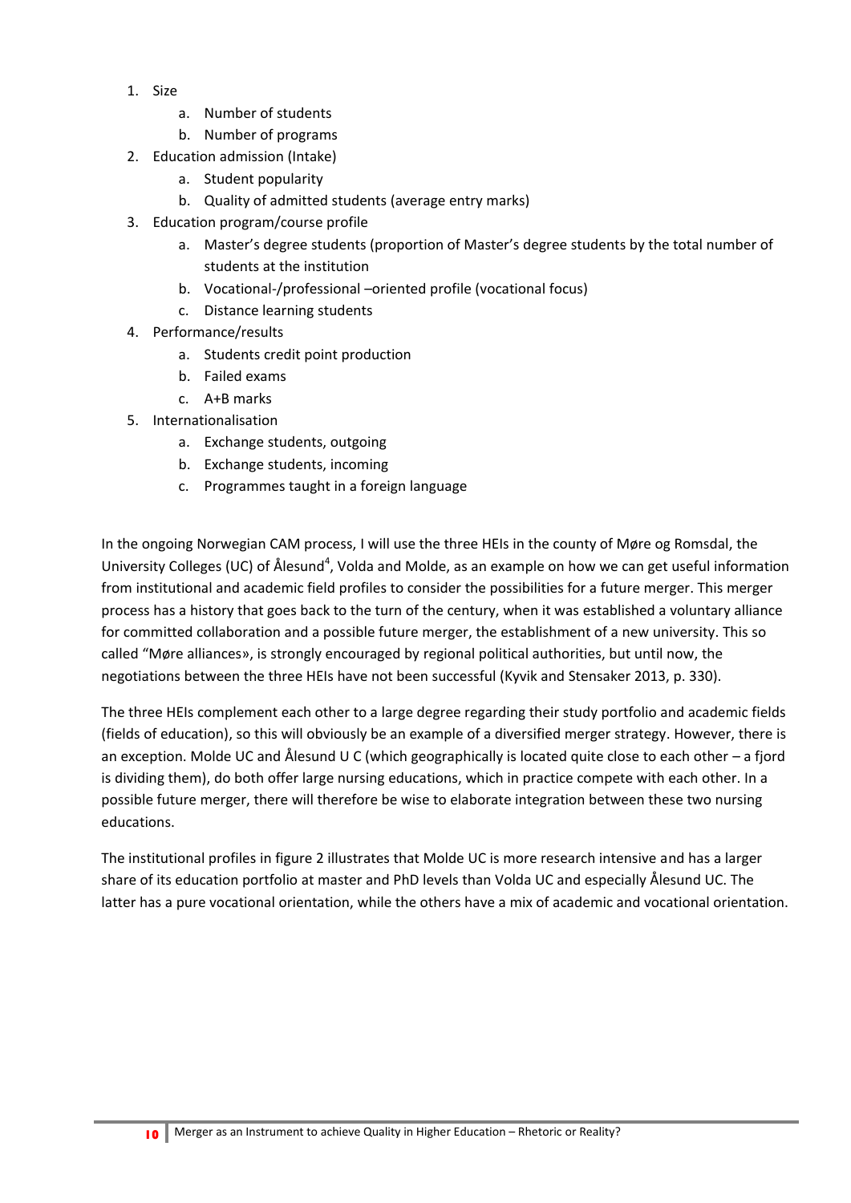1. Size
    a. Number of students
    b. Number of programs
2. Education admission (Intake)
    a. Student popularity
    b. Quality of admitted students (average entry marks)
3. Education program/course profile
    a. Master's degree students (proportion of Master's degree students by the total number of students at the institution
    b. Vocational-/professional –oriented profile (vocational focus)
    c. Distance learning students
4. Performance/results
    a. Students credit point production
    b. Failed exams
    c. A+B marks
5. Internationalisation
    a. Exchange students, outgoing
    b. Exchange students, incoming
    c. Programmes taught in a foreign language

In the ongoing Norwegian CAM process, I will use the three HEIs in the county of Møre og Romsdal, the University Colleges (UC) of Ålesund[4], Volda and Molde, as an example on how we can get useful information from institutional and academic field profiles to consider the possibilities for a future merger. This merger process has a history that goes back to the turn of the century, when it was established a voluntary alliance for committed collaboration and a possible future merger, the establishment of a new university. This so called "Møre alliances», is strongly encouraged by regional political authorities, but until now, the negotiations between the three HEIs have not been successful (Kyvik and Stensaker 2013, p. 330).

The three HEIs complement each other to a large degree regarding their study portfolio and academic fields (fields of education), so this will obviously be an example of a diversified merger strategy. However, there is an exception. Molde UC and Ålesund U C (which geographically is located quite close to each other – a fjord is dividing them), do both offer large nursing educations, which in practice compete with each other. In a possible future merger, there will therefore be wise to elaborate integration between these two nursing educations.

The institutional profiles in figure 2 illustrates that Molde UC is more research intensive and has a larger share of its education portfolio at master and PhD levels than Volda UC and especially Ålesund UC. The latter has a pure vocational orientation, while the others have a mix of academic and vocational orientation.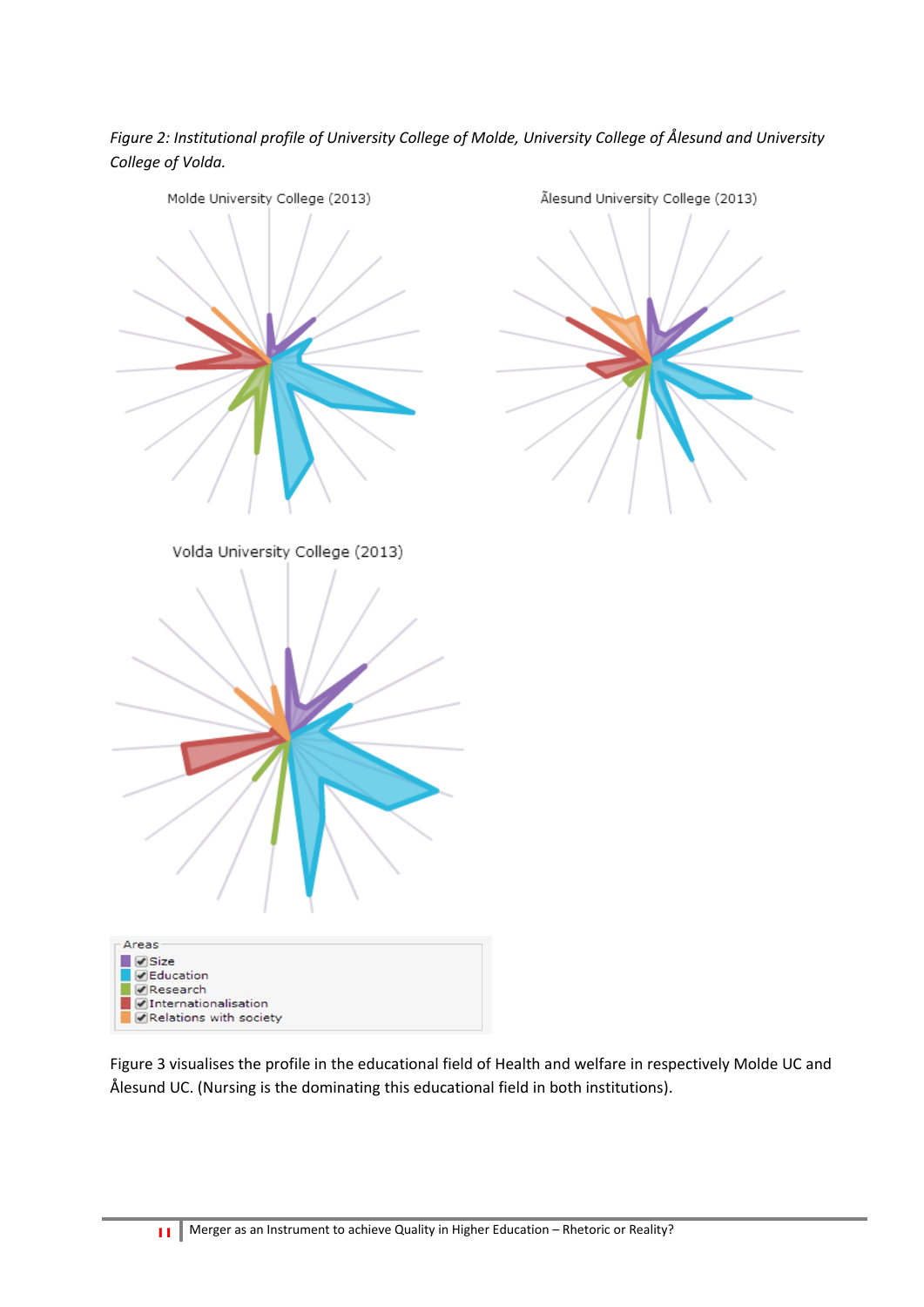*Figure 2: Institutional profile of University College of Molde, University College of Ålesund and University College of Volda.*

Figure 3 visualises the profile in the educational field of Health and welfare in respectively Molde UC and Ålesund UC. (Nursing is the dominating this educational field in both institutions).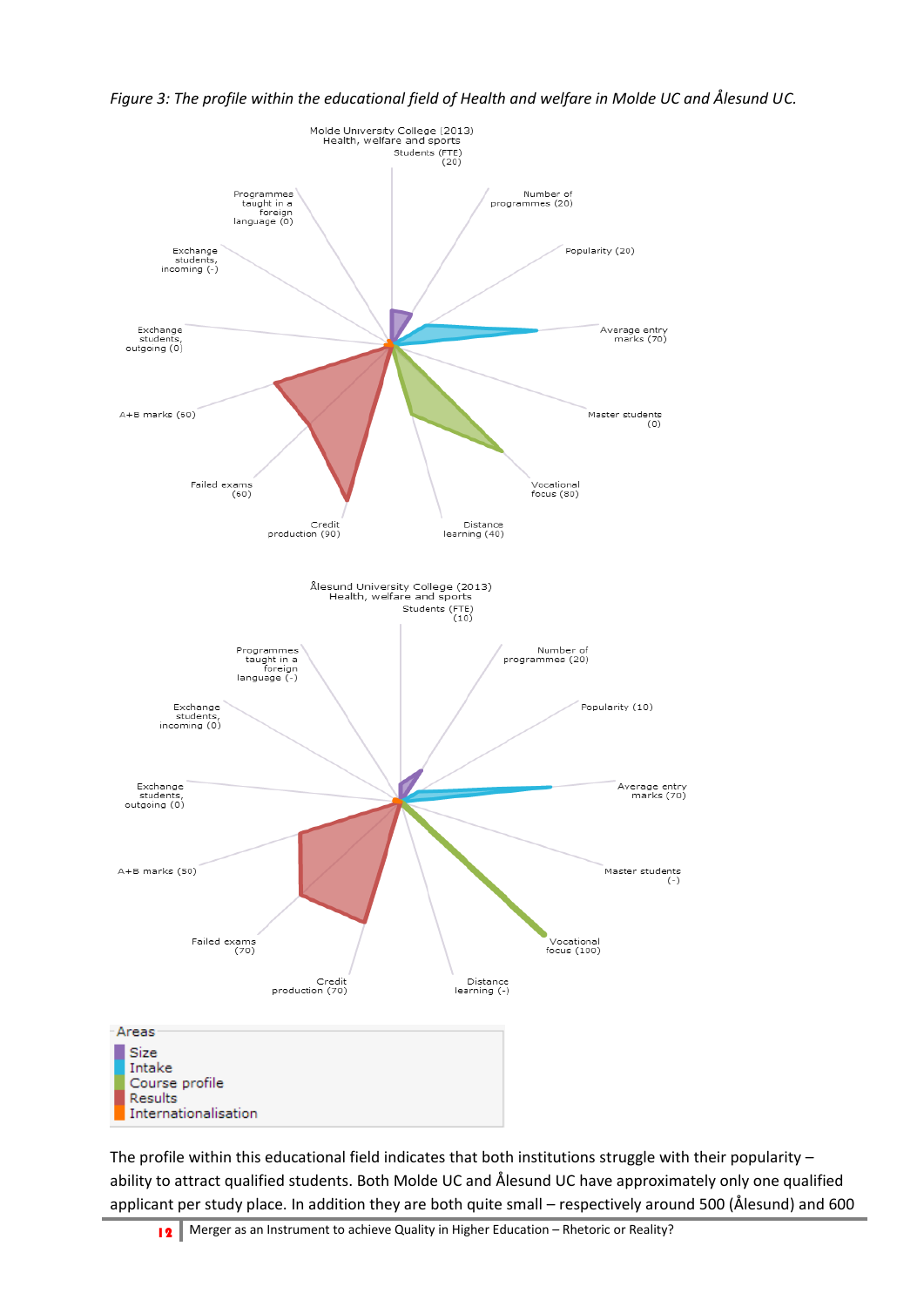*Figure 3: The profile within the educational field of Health and welfare in Molde UC and Ålesund UC.*

Molde University College (2013)
Health, welfare and sports

Students (FTE) (20)
Number of programmes (20)
Popularity (20)
Average entry marks (70)
Master students (0)
Vocational focus (80)
Distance learning (40)
Credit production (90)
Failed exams (60)
A+B marks (60)
Exchange students, outgoing (0)
Exchange students, incoming (-)
Programmes taught in a foreign language (0)

Ålesund University College (2013)
Health, welfare and sports

Students (FTE) (10)
Number of programmes (20)
Popularity (10)
Average entry marks (70)
Master students (-)
Vocational focus (100)
Distance learning (-)
Credit production (70)
Failed exams (70)
A+B marks (50)
Exchange students, outgoing (0)
Exchange students, incoming (0)
Programmes taught in a foreign language (-)

Areas
- Size
- Intake
- Course profile
- Results
- Internationalisation

The profile within this educational field indicates that both institutions struggle with their popularity – ability to attract qualified students. Both Molde UC and Ålesund UC have approximately only one qualified applicant per study place. In addition they are both quite small – respectively around 500 (Ålesund) and 600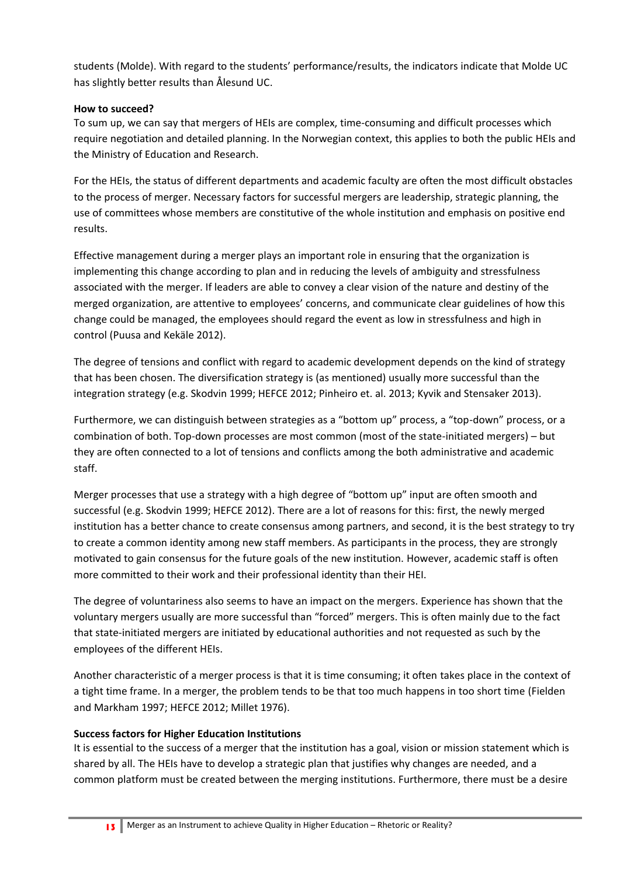students (Molde). With regard to the students' performance/results, the indicators indicate that Molde UC has slightly better results than Ålesund UC.

**How to succeed?**

To sum up, we can say that mergers of HEIs are complex, time-consuming and difficult processes which require negotiation and detailed planning. In the Norwegian context, this applies to both the public HEIs and the Ministry of Education and Research.

For the HEIs, the status of different departments and academic faculty are often the most difficult obstacles to the process of merger. Necessary factors for successful mergers are leadership, strategic planning, the use of committees whose members are constitutive of the whole institution and emphasis on positive end results.

Effective management during a merger plays an important role in ensuring that the organization is implementing this change according to plan and in reducing the levels of ambiguity and stressfulness associated with the merger. If leaders are able to convey a clear vision of the nature and destiny of the merged organization, are attentive to employees' concerns, and communicate clear guidelines of how this change could be managed, the employees should regard the event as low in stressfulness and high in control (Puusa and Kekäle 2012).

The degree of tensions and conflict with regard to academic development depends on the kind of strategy that has been chosen. The diversification strategy is (as mentioned) usually more successful than the integration strategy (e.g. Skodvin 1999; HEFCE 2012; Pinheiro et. al. 2013; Kyvik and Stensaker 2013).

Furthermore, we can distinguish between strategies as a "bottom up" process, a "top-down" process, or a combination of both. Top-down processes are most common (most of the state-initiated mergers) – but they are often connected to a lot of tensions and conflicts among the both administrative and academic staff.

Merger processes that use a strategy with a high degree of "bottom up" input are often smooth and successful (e.g. Skodvin 1999; HEFCE 2012). There are a lot of reasons for this: first, the newly merged institution has a better chance to create consensus among partners, and second, it is the best strategy to try to create a common identity among new staff members. As participants in the process, they are strongly motivated to gain consensus for the future goals of the new institution. However, academic staff is often more committed to their work and their professional identity than their HEI.

The degree of voluntariness also seems to have an impact on the mergers. Experience has shown that the voluntary mergers usually are more successful than "forced" mergers. This is often mainly due to the fact that state-initiated mergers are initiated by educational authorities and not requested as such by the employees of the different HEIs.

Another characteristic of a merger process is that it is time consuming; it often takes place in the context of a tight time frame. In a merger, the problem tends to be that too much happens in too short time (Fielden and Markham 1997; HEFCE 2012; Millet 1976).

**Success factors for Higher Education Institutions**

It is essential to the success of a merger that the institution has a goal, vision or mission statement which is shared by all. The HEIs have to develop a strategic plan that justifies why changes are needed, and a common platform must be created between the merging institutions. Furthermore, there must be a desire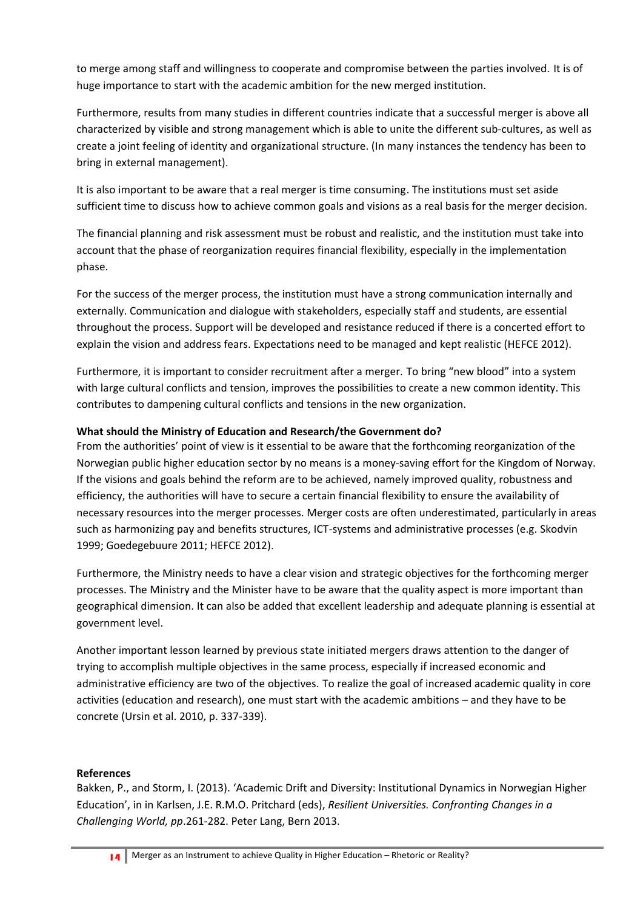to merge among staff and willingness to cooperate and compromise between the parties involved. It is of huge importance to start with the academic ambition for the new merged institution.

Furthermore, results from many studies in different countries indicate that a successful merger is above all characterized by visible and strong management which is able to unite the different sub-cultures, as well as create a joint feeling of identity and organizational structure. (In many instances the tendency has been to bring in external management).

It is also important to be aware that a real merger is time consuming. The institutions must set aside sufficient time to discuss how to achieve common goals and visions as a real basis for the merger decision.

The financial planning and risk assessment must be robust and realistic, and the institution must take into account that the phase of reorganization requires financial flexibility, especially in the implementation phase.

For the success of the merger process, the institution must have a strong communication internally and externally. Communication and dialogue with stakeholders, especially staff and students, are essential throughout the process. Support will be developed and resistance reduced if there is a concerted effort to explain the vision and address fears. Expectations need to be managed and kept realistic (HEFCE 2012).

Furthermore, it is important to consider recruitment after a merger. To bring "new blood" into a system with large cultural conflicts and tension, improves the possibilities to create a new common identity. This contributes to dampening cultural conflicts and tensions in the new organization.

**What should the Ministry of Education and Research/the Government do?**

From the authorities' point of view is it essential to be aware that the forthcoming reorganization of the Norwegian public higher education sector by no means is a money-saving effort for the Kingdom of Norway. If the visions and goals behind the reform are to be achieved, namely improved quality, robustness and efficiency, the authorities will have to secure a certain financial flexibility to ensure the availability of necessary resources into the merger processes. Merger costs are often underestimated, particularly in areas such as harmonizing pay and benefits structures, ICT-systems and administrative processes (e.g. Skodvin 1999; Goedegebuure 2011; HEFCE 2012).

Furthermore, the Ministry needs to have a clear vision and strategic objectives for the forthcoming merger processes. The Ministry and the Minister have to be aware that the quality aspect is more important than geographical dimension. It can also be added that excellent leadership and adequate planning is essential at government level.

Another important lesson learned by previous state initiated mergers draws attention to the danger of trying to accomplish multiple objectives in the same process, especially if increased economic and administrative efficiency are two of the objectives. To realize the goal of increased academic quality in core activities (education and research), one must start with the academic ambitions – and they have to be concrete (Ursin et al. 2010, p. 337-339).

**References**

Bakken, P., and Storm, I. (2013). 'Academic Drift and Diversity: Institutional Dynamics in Norwegian Higher Education', in in Karlsen, J.E. R.M.O. Pritchard (eds), *Resilient Universities. Confronting Changes in a Challenging World, pp*.261-282. Peter Lang, Bern 2013.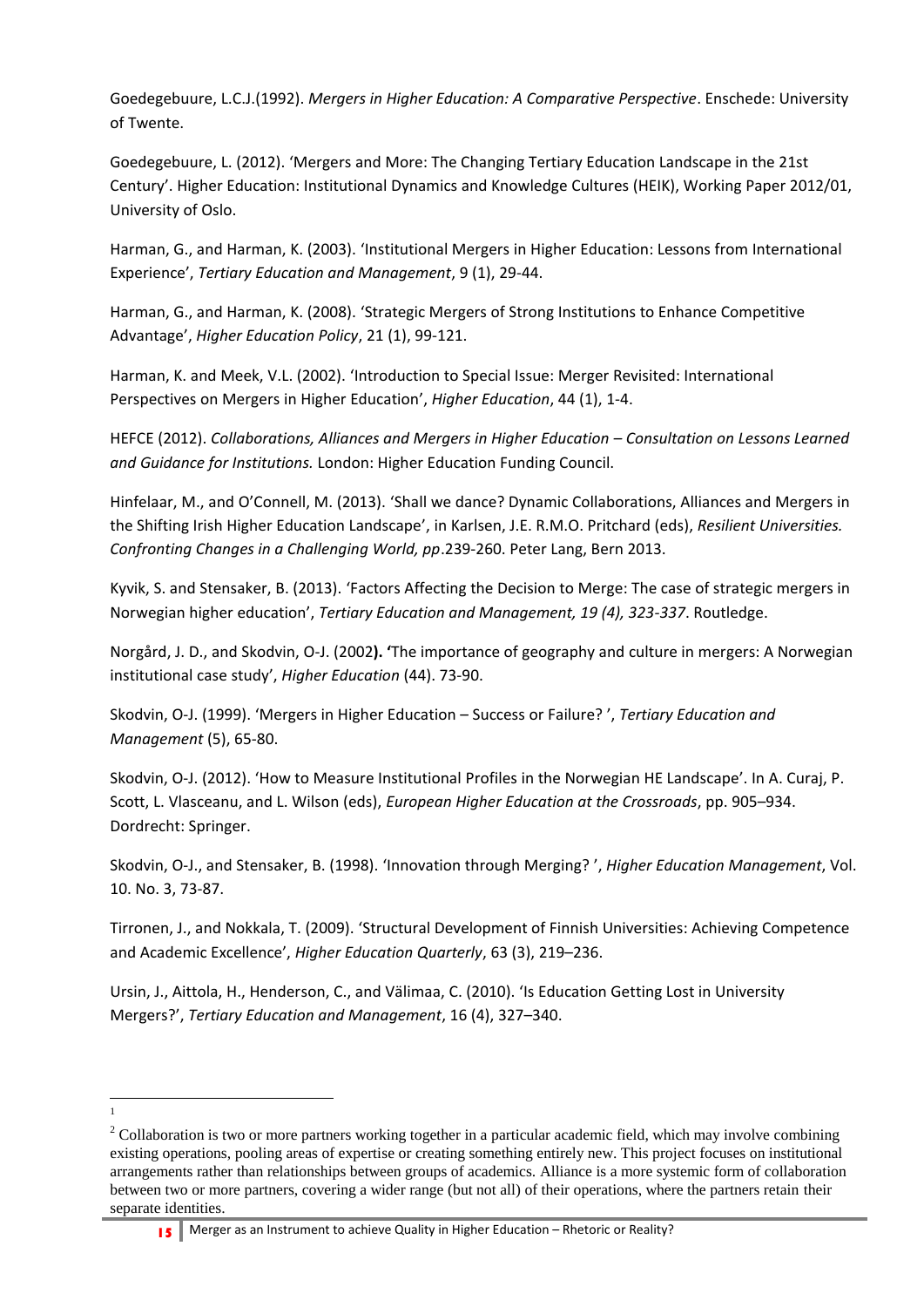Goedegebuure, L.C.J.(1992). *Mergers in Higher Education: A Comparative Perspective*. Enschede: University of Twente.

Goedegebuure, L. (2012). 'Mergers and More: The Changing Tertiary Education Landscape in the 21st Century'. Higher Education: Institutional Dynamics and Knowledge Cultures (HEIK), Working Paper 2012/01, University of Oslo.

Harman, G., and Harman, K. (2003). 'Institutional Mergers in Higher Education: Lessons from International Experience', *Tertiary Education and Management*, 9 (1), 29-44.

Harman, G., and Harman, K. (2008). 'Strategic Mergers of Strong Institutions to Enhance Competitive Advantage', *Higher Education Policy*, 21 (1), 99-121.

Harman, K. and Meek, V.L. (2002). 'Introduction to Special Issue: Merger Revisited: International Perspectives on Mergers in Higher Education', *Higher Education*, 44 (1), 1-4.

HEFCE (2012). *Collaborations, Alliances and Mergers in Higher Education – Consultation on Lessons Learned and Guidance for Institutions.* London: Higher Education Funding Council.

Hinfelaar, M., and O'Connell, M. (2013). 'Shall we dance? Dynamic Collaborations, Alliances and Mergers in the Shifting Irish Higher Education Landscape', in Karlsen, J.E. R.M.O. Pritchard (eds), *Resilient Universities. Confronting Changes in a Challenging World, pp*.239-260. Peter Lang, Bern 2013.

Kyvik, S. and Stensaker, B. (2013). 'Factors Affecting the Decision to Merge: The case of strategic mergers in Norwegian higher education', *Tertiary Education and Management, 19 (4), 323-337*. Routledge.

Norgård, J. D., and Skodvin, O-J. (2002**). '**The importance of geography and culture in mergers: A Norwegian institutional case study', *Higher Education* (44). 73-90.

Skodvin, O-J. (1999). 'Mergers in Higher Education – Success or Failure? ', *Tertiary Education and Management* (5), 65-80.

Skodvin, O-J. (2012). 'How to Measure Institutional Profiles in the Norwegian HE Landscape'. In A. Curaj, P. Scott, L. Vlasceanu, and L. Wilson (eds), *European Higher Education at the Crossroads*, pp. 905–934. Dordrecht: Springer.

Skodvin, O-J., and Stensaker, B. (1998). 'Innovation through Merging? ', *Higher Education Management*, Vol. 10. No. 3, 73-87.

Tirronen, J., and Nokkala, T. (2009). 'Structural Development of Finnish Universities: Achieving Competence and Academic Excellence', *Higher Education Quarterly*, 63 (3), 219–236.

Ursin, J., Aittola, H., Henderson, C., and Välimaa, C. (2010). 'Is Education Getting Lost in University Mergers?', *Tertiary Education and Management*, 16 (4), 327–340.

---

[1]

[2] Collaboration is two or more partners working together in a particular academic field, which may involve combining existing operations, pooling areas of expertise or creating something entirely new. This project focuses on institutional arrangements rather than relationships between groups of academics. Alliance is a more systemic form of collaboration between two or more partners, covering a wider range (but not all) of their operations, where the partners retain their separate identities.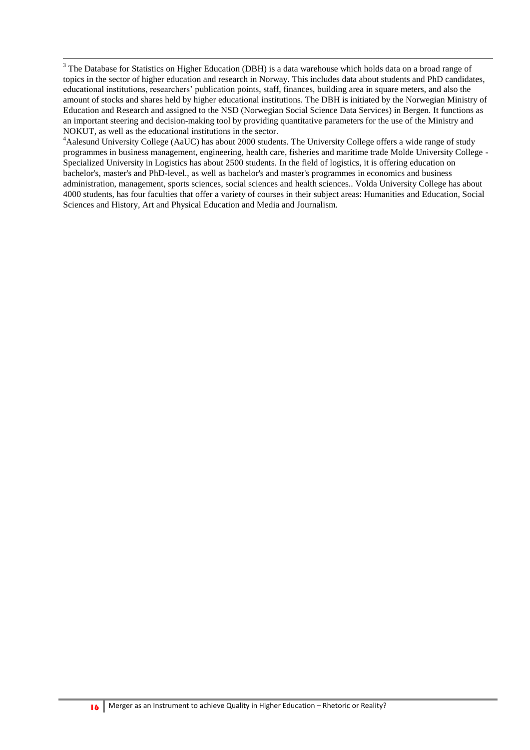[3] The Database for Statistics on Higher Education (DBH) is a data warehouse which holds data on a broad range of topics in the sector of higher education and research in Norway. This includes data about students and PhD candidates, educational institutions, researchers' publication points, staff, finances, building area in square meters, and also the amount of stocks and shares held by higher educational institutions. The DBH is initiated by the Norwegian Ministry of Education and Research and assigned to the NSD (Norwegian Social Science Data Services) in Bergen. It functions as an important steering and decision-making tool by providing quantitative parameters for the use of the Ministry and NOKUT, as well as the educational institutions in the sector.

[4] Aalesund University College (AaUC) has about 2000 students. The University College offers a wide range of study programmes in business management, engineering, health care, fisheries and maritime trade Molde University College - Specialized University in Logistics has about 2500 students. In the field of logistics, it is offering education on bachelor's, master's and PhD-level., as well as bachelor's and master's programmes in economics and business administration, management, sports sciences, social sciences and health sciences.. Volda University College has about 4000 students, has four faculties that offer a variety of courses in their subject areas: Humanities and Education, Social Sciences and History, Art and Physical Education and Media and Journalism.